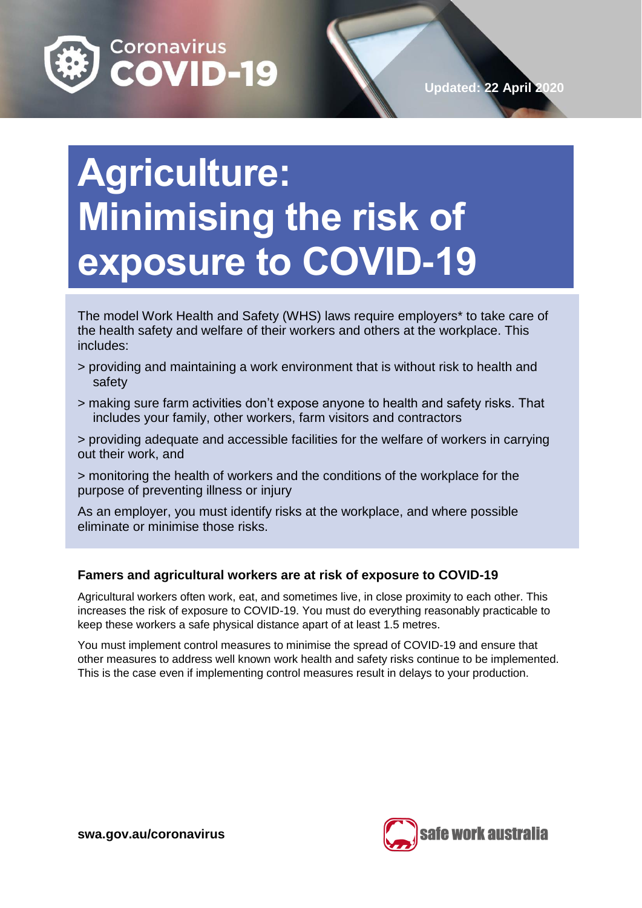Coronavirus
COVID-19

Updated: 22 April 2020

# Agriculture: Minimising the risk of exposure to COVID-19

The model Work Health and Safety (WHS) laws require employers* to take care of the health safety and welfare of their workers and others at the workplace. This includes:

> providing and maintaining a work environment that is without risk to health and safety

> making sure farm activities don't expose anyone to health and safety risks. That includes your family, other workers, farm visitors and contractors

> providing adequate and accessible facilities for the welfare of workers in carrying out their work, and

> monitoring the health of workers and the conditions of the workplace for the purpose of preventing illness or injury

As an employer, you must identify risks at the workplace, and where possible eliminate or minimise those risks.

## Famers and agricultural workers are at risk of exposure to COVID-19

Agricultural workers often work, eat, and sometimes live, in close proximity to each other. This increases the risk of exposure to COVID-19. You must do everything reasonably practicable to keep these workers a safe physical distance apart of at least 1.5 metres.

You must implement control measures to minimise the spread of COVID-19 and ensure that other measures to address well known work health and safety risks continue to be implemented. This is the case even if implementing control measures result in delays to your production.

swa.gov.au/coronavirus

safe work australia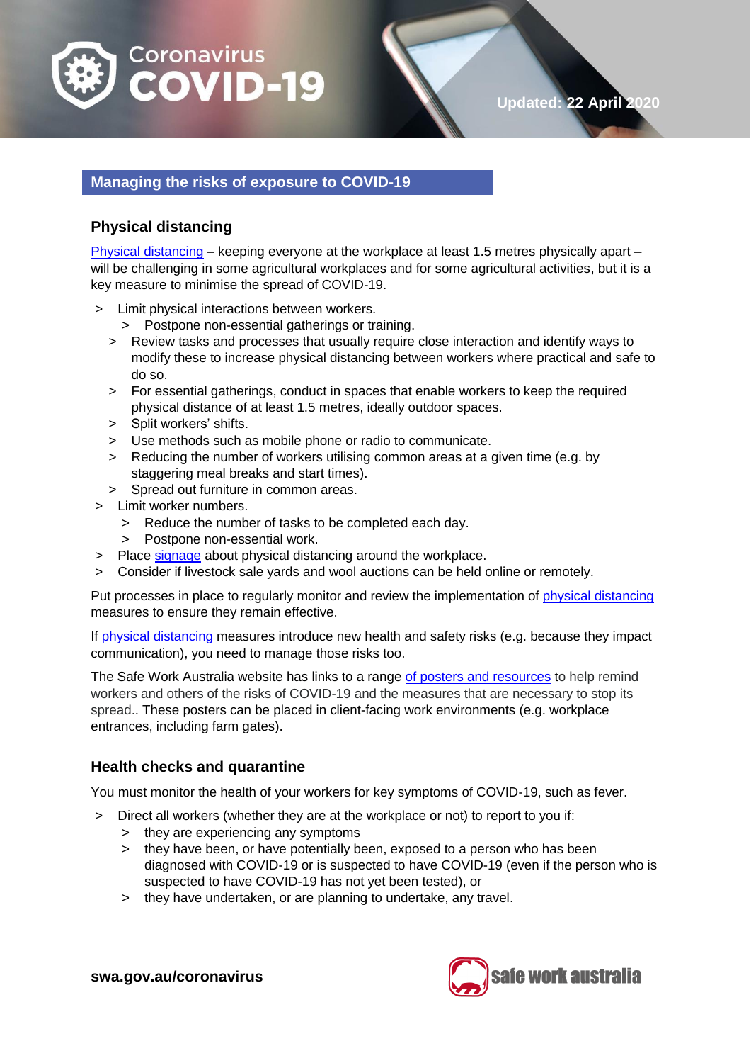## Managing the risks of exposure to COVID-19

### Physical distancing

Physical distancing – keeping everyone at the workplace at least 1.5 metres physically apart – will be challenging in some agricultural workplaces and for some agricultural activities, but it is a key measure to minimise the spread of COVID-19.

- Limit physical interactions between workers.
  - Postpone non-essential gatherings or training.
  - Review tasks and processes that usually require close interaction and identify ways to modify these to increase physical distancing between workers where practical and safe to do so.
  - For essential gatherings, conduct in spaces that enable workers to keep the required physical distance of at least 1.5 metres, ideally outdoor spaces.
  - Split workers' shifts.
  - Use methods such as mobile phone or radio to communicate.
  - Reducing the number of workers utilising common areas at a given time (e.g. by staggering meal breaks and start times).
  - Spread out furniture in common areas.
- Limit worker numbers.
  - Reduce the number of tasks to be completed each day.
  - Postpone non-essential work.
- Place signage about physical distancing around the workplace.
- Consider if livestock sale yards and wool auctions can be held online or remotely.

Put processes in place to regularly monitor and review the implementation of physical distancing measures to ensure they remain effective.

If physical distancing measures introduce new health and safety risks (e.g. because they impact communication), you need to manage those risks too.

The Safe Work Australia website has links to a range of posters and resources to help remind workers and others of the risks of COVID-19 and the measures that are necessary to stop its spread.. These posters can be placed in client-facing work environments (e.g. workplace entrances, including farm gates).

### Health checks and quarantine

You must monitor the health of your workers for key symptoms of COVID-19, such as fever.

- Direct all workers (whether they are at the workplace or not) to report to you if:
  - they are experiencing any symptoms
  - they have been, or have potentially been, exposed to a person who has been diagnosed with COVID-19 or is suspected to have COVID-19 (even if the person who is suspected to have COVID-19 has not yet been tested), or
  - they have undertaken, or are planning to undertake, any travel.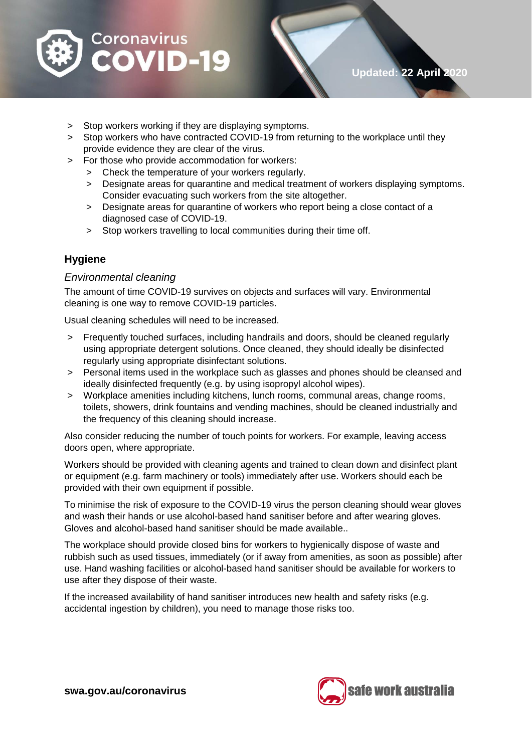- Stop workers working if they are displaying symptoms.
- Stop workers who have contracted COVID-19 from returning to the workplace until they provide evidence they are clear of the virus.
- For those who provide accommodation for workers:
  - Check the temperature of your workers regularly.
  - Designate areas for quarantine and medical treatment of workers displaying symptoms. Consider evacuating such workers from the site altogether.
  - Designate areas for quarantine of workers who report being a close contact of a diagnosed case of COVID-19.
  - Stop workers travelling to local communities during their time off.

## Hygiene

### *Environmental cleaning*

The amount of time COVID-19 survives on objects and surfaces will vary. Environmental cleaning is one way to remove COVID-19 particles.

Usual cleaning schedules will need to be increased.

- Frequently touched surfaces, including handrails and doors, should be cleaned regularly using appropriate detergent solutions. Once cleaned, they should ideally be disinfected regularly using appropriate disinfectant solutions.
- Personal items used in the workplace such as glasses and phones should be cleansed and ideally disinfected frequently (e.g. by using isopropyl alcohol wipes).
- Workplace amenities including kitchens, lunch rooms, communal areas, change rooms, toilets, showers, drink fountains and vending machines, should be cleaned industrially and the frequency of this cleaning should increase.

Also consider reducing the number of touch points for workers. For example, leaving access doors open, where appropriate.

Workers should be provided with cleaning agents and trained to clean down and disinfect plant or equipment (e.g. farm machinery or tools) immediately after use. Workers should each be provided with their own equipment if possible.

To minimise the risk of exposure to the COVID-19 virus the person cleaning should wear gloves and wash their hands or use alcohol-based hand sanitiser before and after wearing gloves. Gloves and alcohol-based hand sanitiser should be made available..

The workplace should provide closed bins for workers to hygienically dispose of waste and rubbish such as used tissues, immediately (or if away from amenities, as soon as possible) after use. Hand washing facilities or alcohol-based hand sanitiser should be available for workers to use after they dispose of their waste.

If the increased availability of hand sanitiser introduces new health and safety risks (e.g. accidental ingestion by children), you need to manage those risks too.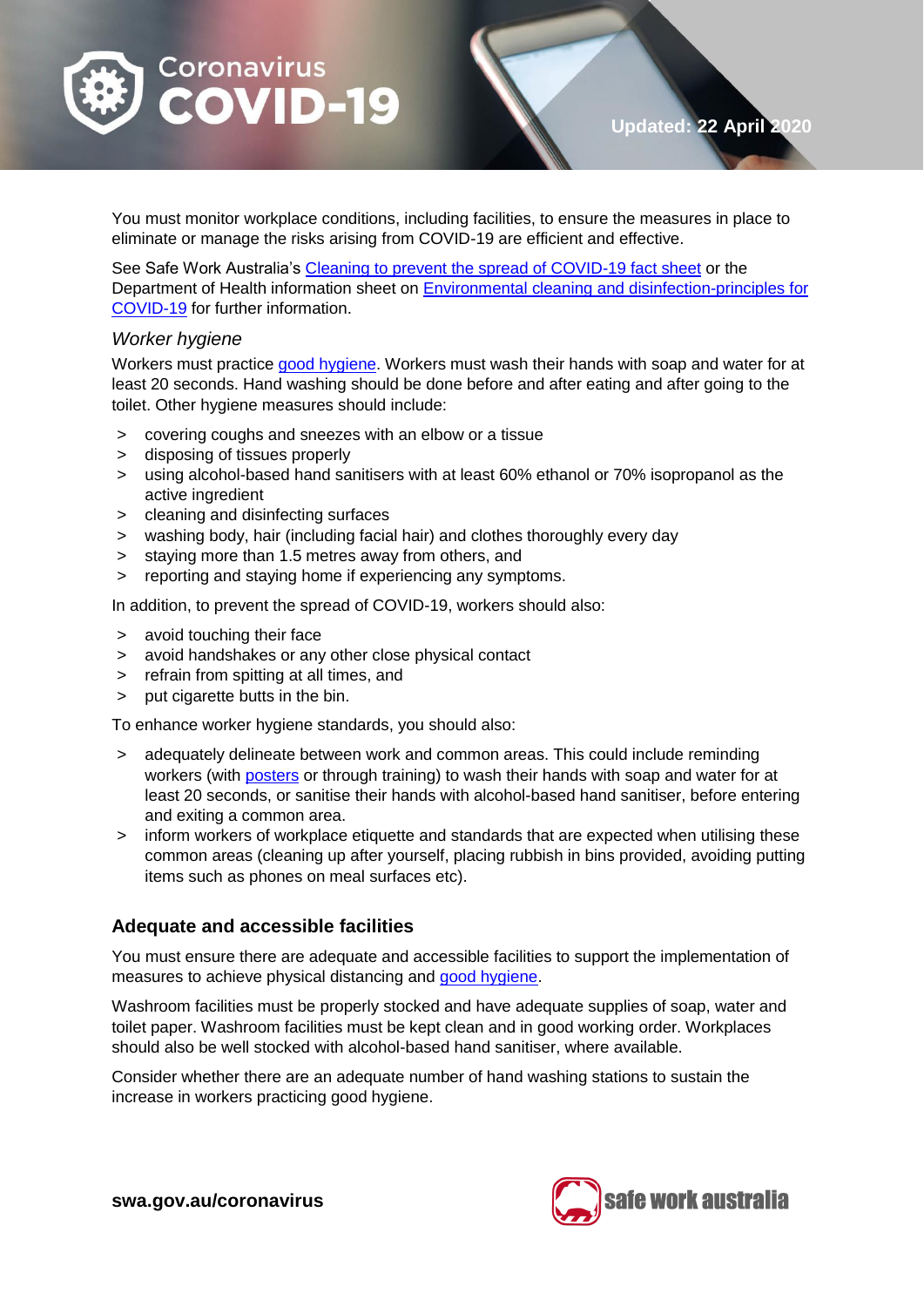You must monitor workplace conditions, including facilities, to ensure the measures in place to eliminate or manage the risks arising from COVID-19 are efficient and effective.

See Safe Work Australia's [Cleaning to prevent the spread of COVID-19 fact sheet]() or the Department of Health information sheet on [Environmental cleaning and disinfection-principles for COVID-19]() for further information.

### *Worker hygiene*

Workers must practice [good hygiene](). Workers must wash their hands with soap and water for at least 20 seconds. Hand washing should be done before and after eating and after going to the toilet. Other hygiene measures should include:

- covering coughs and sneezes with an elbow or a tissue
- disposing of tissues properly
- using alcohol-based hand sanitisers with at least 60% ethanol or 70% isopropanol as the active ingredient
- cleaning and disinfecting surfaces
- washing body, hair (including facial hair) and clothes thoroughly every day
- staying more than 1.5 metres away from others, and
- reporting and staying home if experiencing any symptoms.

In addition, to prevent the spread of COVID-19, workers should also:

- avoid touching their face
- avoid handshakes or any other close physical contact
- refrain from spitting at all times, and
- put cigarette butts in the bin.

To enhance worker hygiene standards, you should also:

- adequately delineate between work and common areas. This could include reminding workers (with [posters]() or through training) to wash their hands with soap and water for at least 20 seconds, or sanitise their hands with alcohol-based hand sanitiser, before entering and exiting a common area.
- inform workers of workplace etiquette and standards that are expected when utilising these common areas (cleaning up after yourself, placing rubbish in bins provided, avoiding putting items such as phones on meal surfaces etc).

## Adequate and accessible facilities

You must ensure there are adequate and accessible facilities to support the implementation of measures to achieve physical distancing and [good hygiene]().

Washroom facilities must be properly stocked and have adequate supplies of soap, water and toilet paper. Washroom facilities must be kept clean and in good working order. Workplaces should also be well stocked with alcohol-based hand sanitiser, where available.

Consider whether there are an adequate number of hand washing stations to sustain the increase in workers practicing good hygiene.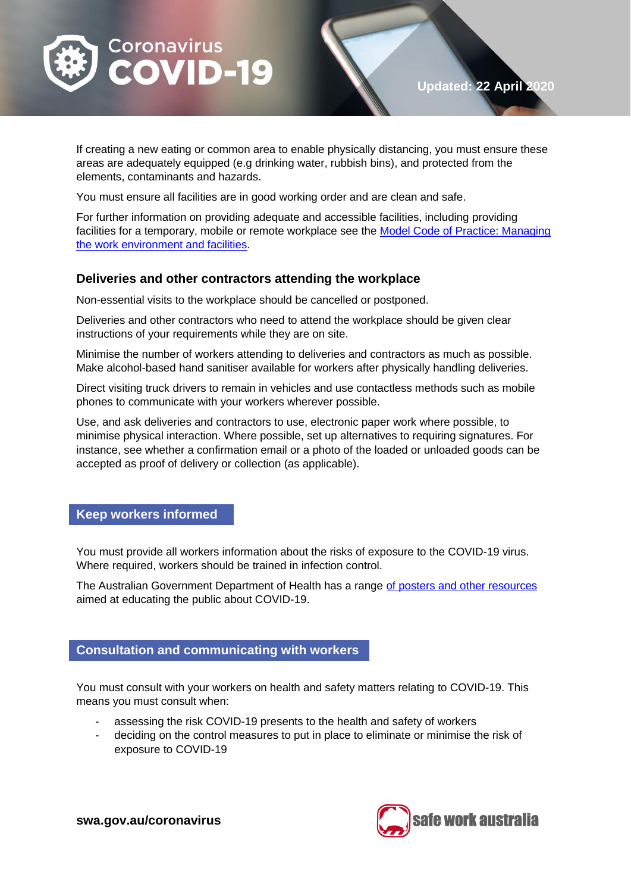If creating a new eating or common area to enable physically distancing, you must ensure these areas are adequately equipped (e.g drinking water, rubbish bins), and protected from the elements, contaminants and hazards.

You must ensure all facilities are in good working order and are clean and safe.

For further information on providing adequate and accessible facilities, including providing facilities for a temporary, mobile or remote workplace see the [Model Code of Practice: Managing the work environment and facilities](#).

### Deliveries and other contractors attending the workplace

Non-essential visits to the workplace should be cancelled or postponed.

Deliveries and other contractors who need to attend the workplace should be given clear instructions of your requirements while they are on site.

Minimise the number of workers attending to deliveries and contractors as much as possible. Make alcohol-based hand sanitiser available for workers after physically handling deliveries.

Direct visiting truck drivers to remain in vehicles and use contactless methods such as mobile phones to communicate with your workers wherever possible.

Use, and ask deliveries and contractors to use, electronic paper work where possible, to minimise physical interaction. Where possible, set up alternatives to requiring signatures. For instance, see whether a confirmation email or a photo of the loaded or unloaded goods can be accepted as proof of delivery or collection (as applicable).

## Keep workers informed

You must provide all workers information about the risks of exposure to the COVID-19 virus. Where required, workers should be trained in infection control.

The Australian Government Department of Health has a range [of posters and other resources](#) aimed at educating the public about COVID-19.

## Consultation and communicating with workers

You must consult with your workers on health and safety matters relating to COVID-19. This means you must consult when:

- assessing the risk COVID-19 presents to the health and safety of workers
- deciding on the control measures to put in place to eliminate or minimise the risk of exposure to COVID-19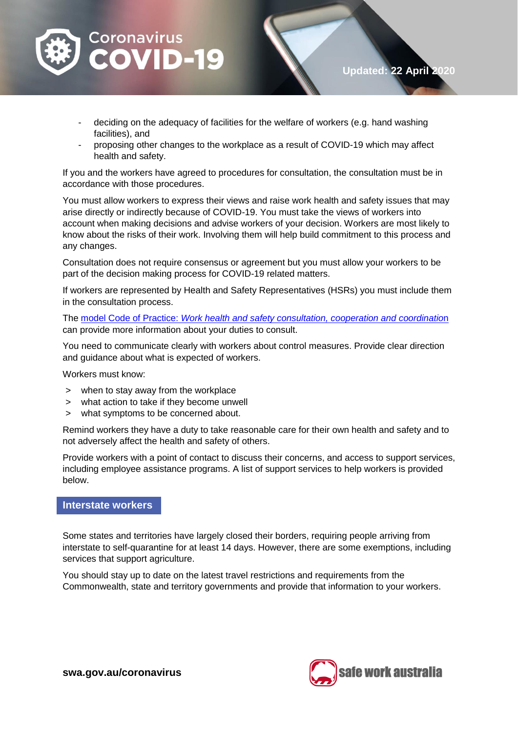- deciding on the adequacy of facilities for the welfare of workers (e.g. hand washing facilities), and
- proposing other changes to the workplace as a result of COVID-19 which may affect health and safety.

If you and the workers have agreed to procedures for consultation, the consultation must be in accordance with those procedures.

You must allow workers to express their views and raise work health and safety issues that may arise directly or indirectly because of COVID-19. You must take the views of workers into account when making decisions and advise workers of your decision. Workers are most likely to know about the risks of their work. Involving them will help build commitment to this process and any changes.

Consultation does not require consensus or agreement but you must allow your workers to be part of the decision making process for COVID-19 related matters.

If workers are represented by Health and Safety Representatives (HSRs) you must include them in the consultation process.

The model Code of Practice: *Work health and safety consultation, cooperation and coordination* can provide more information about your duties to consult.

You need to communicate clearly with workers about control measures. Provide clear direction and guidance about what is expected of workers.

Workers must know:

- when to stay away from the workplace
- what action to take if they become unwell
- what symptoms to be concerned about.

Remind workers they have a duty to take reasonable care for their own health and safety and to not adversely affect the health and safety of others.

Provide workers with a point of contact to discuss their concerns, and access to support services, including employee assistance programs. A list of support services to help workers is provided below.

## Interstate workers

Some states and territories have largely closed their borders, requiring people arriving from interstate to self-quarantine for at least 14 days. However, there are some exemptions, including services that support agriculture.

You should stay up to date on the latest travel restrictions and requirements from the Commonwealth, state and territory governments and provide that information to your workers.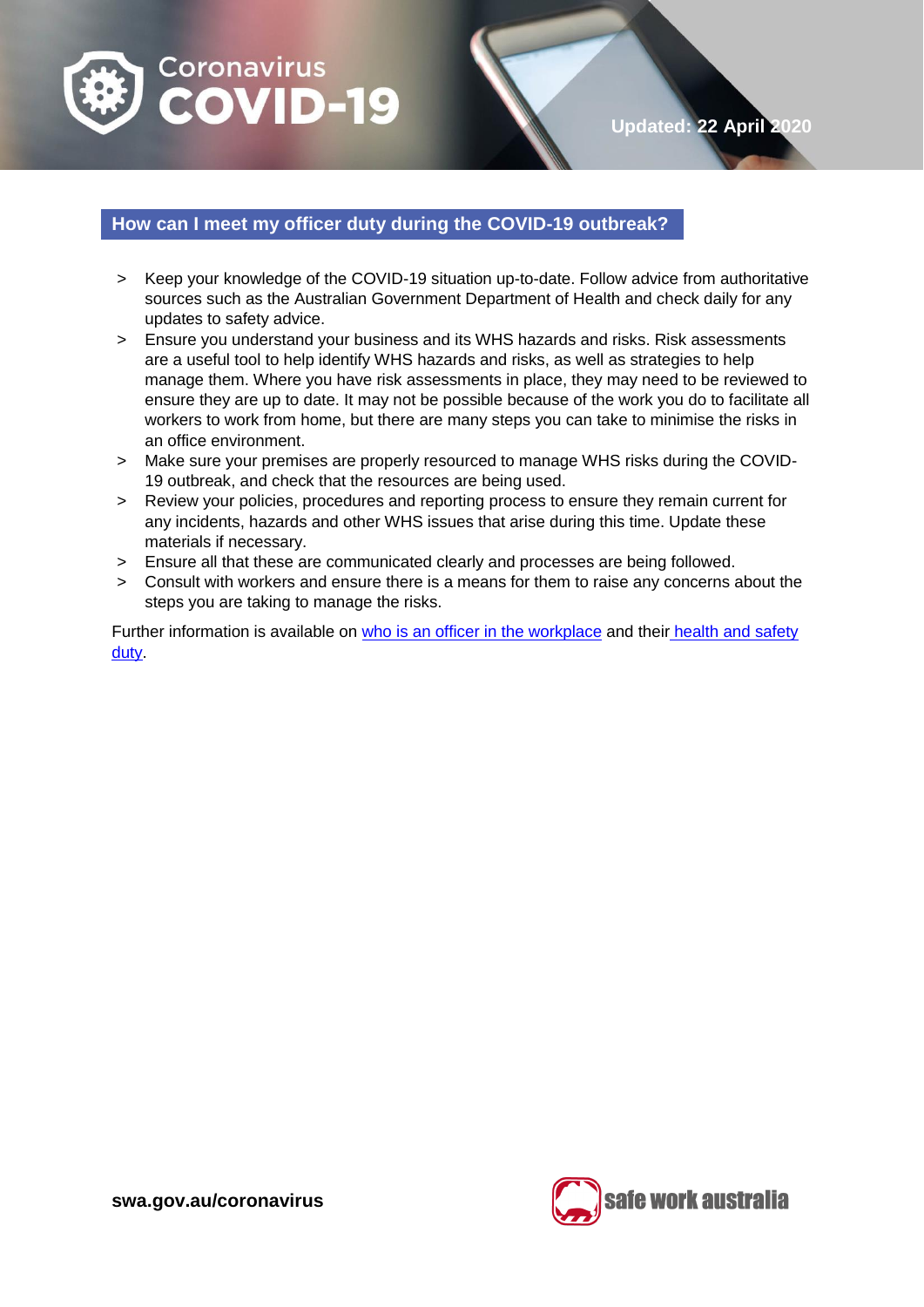## How can I meet my officer duty during the COVID-19 outbreak?

- Keep your knowledge of the COVID-19 situation up-to-date. Follow advice from authoritative sources such as the Australian Government Department of Health and check daily for any updates to safety advice.
- Ensure you understand your business and its WHS hazards and risks. Risk assessments are a useful tool to help identify WHS hazards and risks, as well as strategies to help manage them. Where you have risk assessments in place, they may need to be reviewed to ensure they are up to date. It may not be possible because of the work you do to facilitate all workers to work from home, but there are many steps you can take to minimise the risks in an office environment.
- Make sure your premises are properly resourced to manage WHS risks during the COVID-19 outbreak, and check that the resources are being used.
- Review your policies, procedures and reporting process to ensure they remain current for any incidents, hazards and other WHS issues that arise during this time. Update these materials if necessary.
- Ensure all that these are communicated clearly and processes are being followed.
- Consult with workers and ensure there is a means for them to raise any concerns about the steps you are taking to manage the risks.

Further information is available on who is an officer in the workplace and their health and safety duty.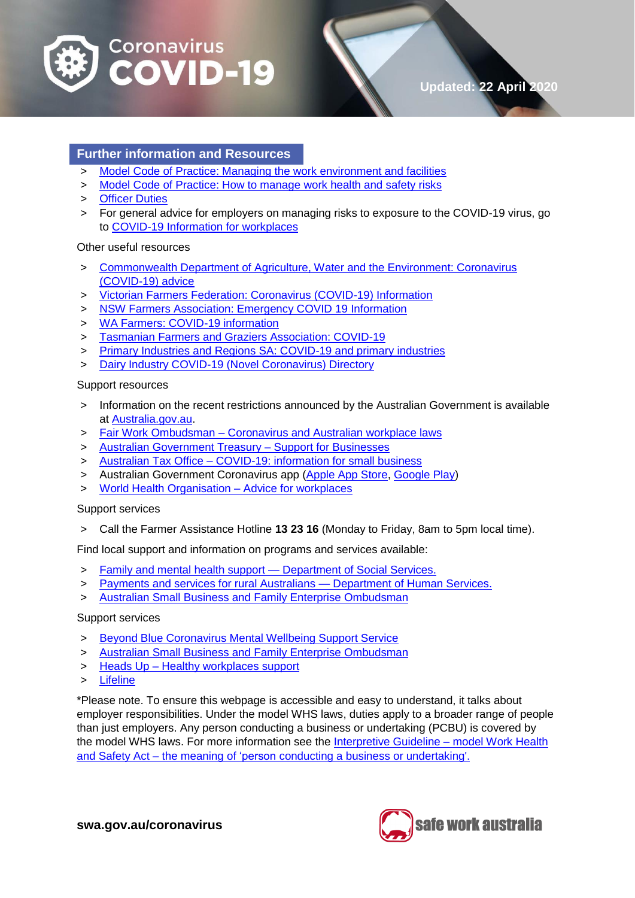## Further information and Resources

- Model Code of Practice: Managing the work environment and facilities
- Model Code of Practice: How to manage work health and safety risks
- Officer Duties
- For general advice for employers on managing risks to exposure to the COVID-19 virus, go to COVID-19 Information for workplaces

Other useful resources

- Commonwealth Department of Agriculture, Water and the Environment: Coronavirus (COVID-19) advice
- Victorian Farmers Federation: Coronavirus (COVID-19) Information
- NSW Farmers Association: Emergency COVID 19 Information
- WA Farmers: COVID-19 information
- Tasmanian Farmers and Graziers Association: COVID-19
- Primary Industries and Regions SA: COVID-19 and primary industries
- Dairy Industry COVID-19 (Novel Coronavirus) Directory

Support resources

- Information on the recent restrictions announced by the Australian Government is available at Australia.gov.au.
- Fair Work Ombudsman – Coronavirus and Australian workplace laws
- Australian Government Treasury – Support for Businesses
- Australian Tax Office – COVID-19: information for small business
- Australian Government Coronavirus app (Apple App Store, Google Play)
- World Health Organisation – Advice for workplaces

Support services

- Call the Farmer Assistance Hotline **13 23 16** (Monday to Friday, 8am to 5pm local time).

Find local support and information on programs and services available:

- Family and mental health support — Department of Social Services.
- Payments and services for rural Australians — Department of Human Services.
- Australian Small Business and Family Enterprise Ombudsman

Support services

- Beyond Blue Coronavirus Mental Wellbeing Support Service
- Australian Small Business and Family Enterprise Ombudsman
- Heads Up – Healthy workplaces support
- Lifeline

*Please note. To ensure this webpage is accessible and easy to understand, it talks about employer responsibilities. Under the model WHS laws, duties apply to a broader range of people than just employers. Any person conducting a business or undertaking (PCBU) is covered by the model WHS laws. For more information see the Interpretive Guideline – model Work Health and Safety Act – the meaning of 'person conducting a business or undertaking'.